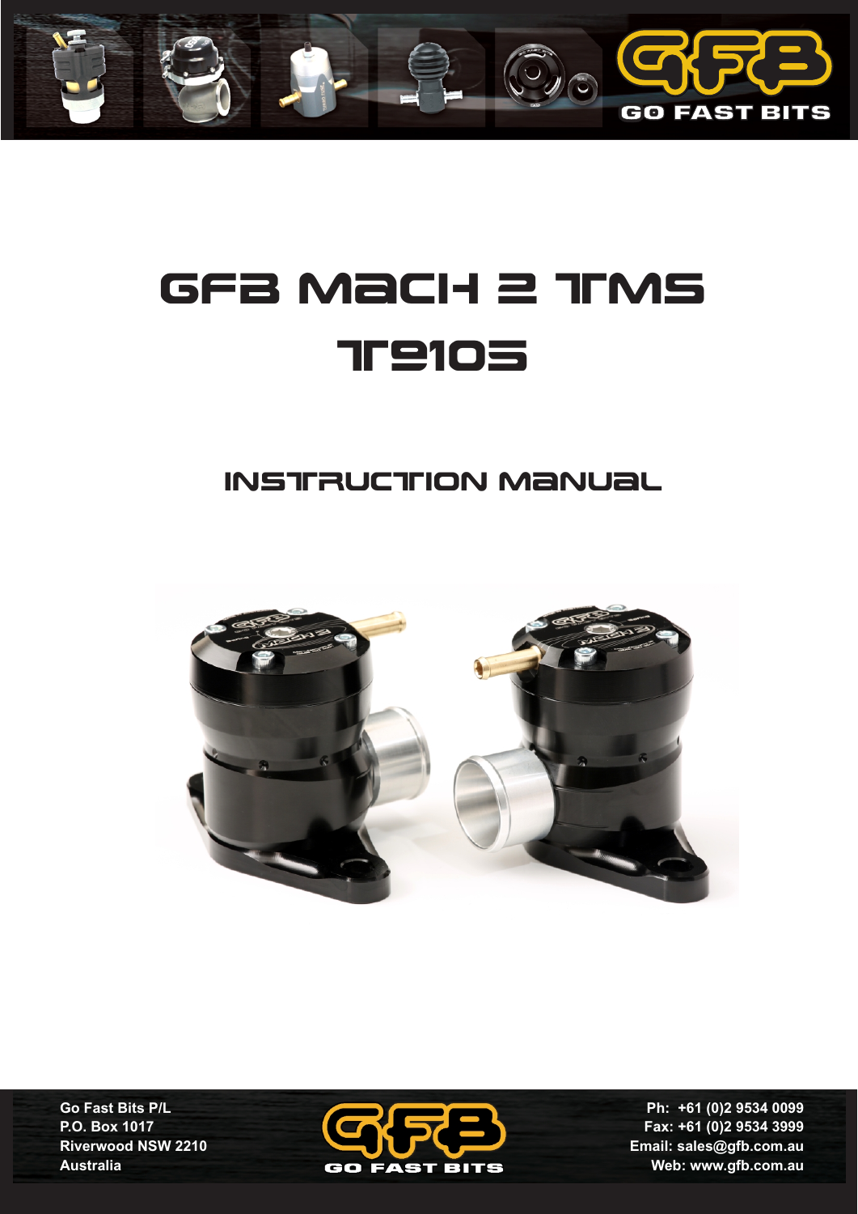# GFB Mach 2 TMS

# T9105

## Instruction Manual

**Go Fast Bits P/L**
**P.O. Box 1017**
**Riverwood NSW 2210**
**Australia**

**Ph: +61 (0)2 9534 0099**
**Fax: +61 (0)2 9534 3999**
**Email: sales@gfb.com.au**
**Web: www.gfb.com.au**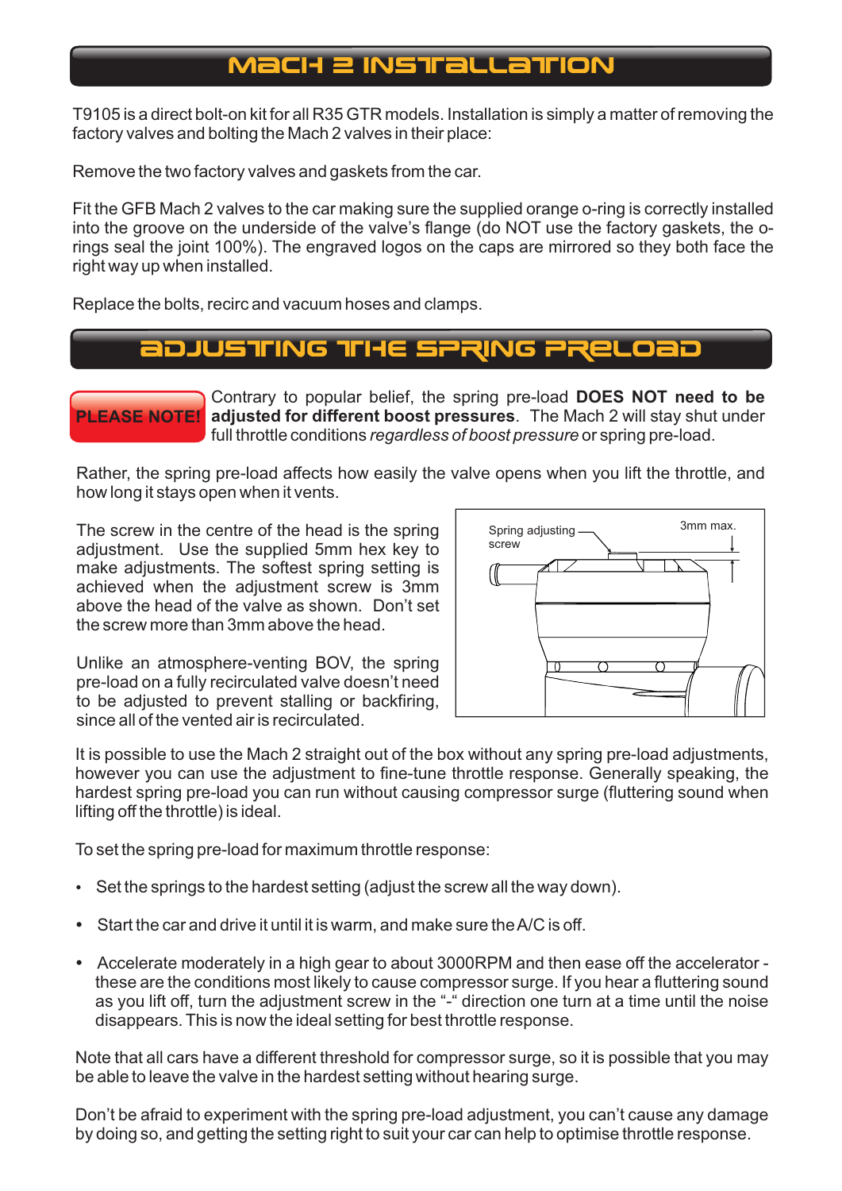## Mach 2 Installation

T9105 is a direct bolt-on kit for all R35 GTR models. Installation is simply a matter of removing the factory valves and bolting the Mach 2 valves in their place:

Remove the two factory valves and gaskets from the car.

Fit the GFB Mach 2 valves to the car making sure the supplied orange o-ring is correctly installed into the groove on the underside of the valve's flange (do NOT use the factory gaskets, the o-rings seal the joint 100%). The engraved logos on the caps are mirrored so they both face the right way up when installed.

Replace the bolts, recirc and vacuum hoses and clamps.

## Adjusting the Spring Preload

**PLEASE NOTE!** Contrary to popular belief, the spring pre-load **DOES NOT need to be adjusted for different boost pressures**. The Mach 2 will stay shut under full throttle conditions *regardless of boost pressure* or spring pre-load.

Rather, the spring pre-load affects how easily the valve opens when you lift the throttle, and how long it stays open when it vents.

The screw in the centre of the head is the spring adjustment. Use the supplied 5mm hex key to make adjustments. The softest spring setting is achieved when the adjustment screw is 3mm above the head of the valve as shown. Don't set the screw more than 3mm above the head.

Spring adjusting screw

3mm max.

Unlike an atmosphere-venting BOV, the spring pre-load on a fully recirculated valve doesn't need to be adjusted to prevent stalling or backfiring, since all of the vented air is recirculated.

It is possible to use the Mach 2 straight out of the box without any spring pre-load adjustments, however you can use the adjustment to fine-tune throttle response. Generally speaking, the hardest spring pre-load you can run without causing compressor surge (fluttering sound when lifting off the throttle) is ideal.

To set the spring pre-load for maximum throttle response:

- Set the springs to the hardest setting (adjust the screw all the way down).
- Start the car and drive it until it is warm, and make sure the A/C is off.
- Accelerate moderately in a high gear to about 3000RPM and then ease off the accelerator - these are the conditions most likely to cause compressor surge. If you hear a fluttering sound as you lift off, turn the adjustment screw in the "-" direction one turn at a time until the noise disappears. This is now the ideal setting for best throttle response.

Note that all cars have a different threshold for compressor surge, so it is possible that you may be able to leave the valve in the hardest setting without hearing surge.

Don't be afraid to experiment with the spring pre-load adjustment, you can't cause any damage by doing so, and getting the setting right to suit your car can help to optimise throttle response.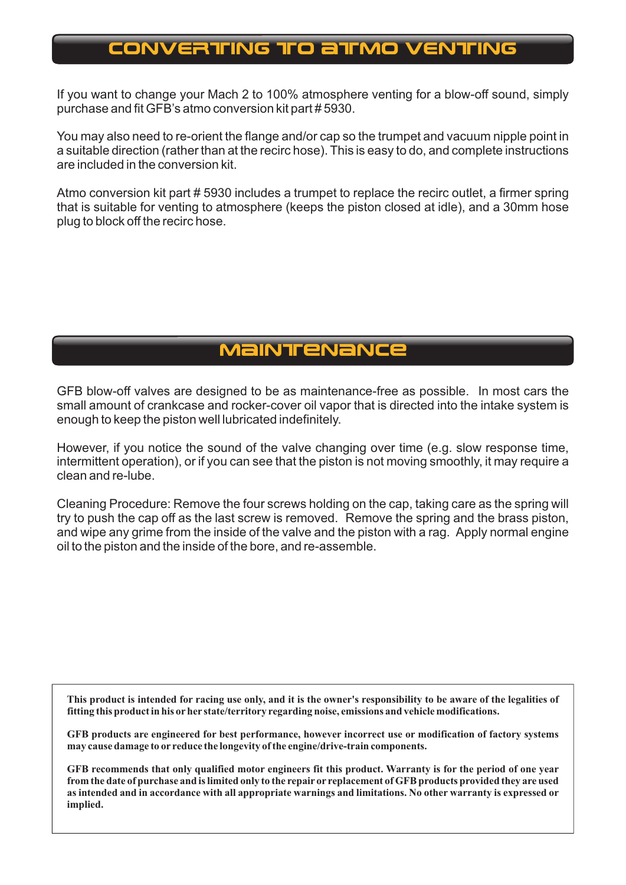## CONVERTING TO ATMO VENTING

If you want to change your Mach 2 to 100% atmosphere venting for a blow-off sound, simply purchase and fit GFB's atmo conversion kit part # 5930.

You may also need to re-orient the flange and/or cap so the trumpet and vacuum nipple point in a suitable direction (rather than at the recirc hose). This is easy to do, and complete instructions are included in the conversion kit.

Atmo conversion kit part # 5930 includes a trumpet to replace the recirc outlet, a firmer spring that is suitable for venting to atmosphere (keeps the piston closed at idle), and a 30mm hose plug to block off the recirc hose.

## MAINTENANCE

GFB blow-off valves are designed to be as maintenance-free as possible. In most cars the small amount of crankcase and rocker-cover oil vapor that is directed into the intake system is enough to keep the piston well lubricated indefinitely.

However, if you notice the sound of the valve changing over time (e.g. slow response time, intermittent operation), or if you can see that the piston is not moving smoothly, it may require a clean and re-lube.

Cleaning Procedure: Remove the four screws holding on the cap, taking care as the spring will try to push the cap off as the last screw is removed. Remove the spring and the brass piston, and wipe any grime from the inside of the valve and the piston with a rag. Apply normal engine oil to the piston and the inside of the bore, and re-assemble.

**This product is intended for racing use only, and it is the owner's responsibility to be aware of the legalities of fitting this product in his or her state/territory regarding noise, emissions and vehicle modifications.**

**GFB products are engineered for best performance, however incorrect use or modification of factory systems may cause damage to or reduce the longevity of the engine/drive-train components.**

**GFB recommends that only qualified motor engineers fit this product. Warranty is for the period of one year from the date of purchase and is limited only to the repair or replacement of GFB products provided they are used as intended and in accordance with all appropriate warnings and limitations. No other warranty is expressed or implied.**